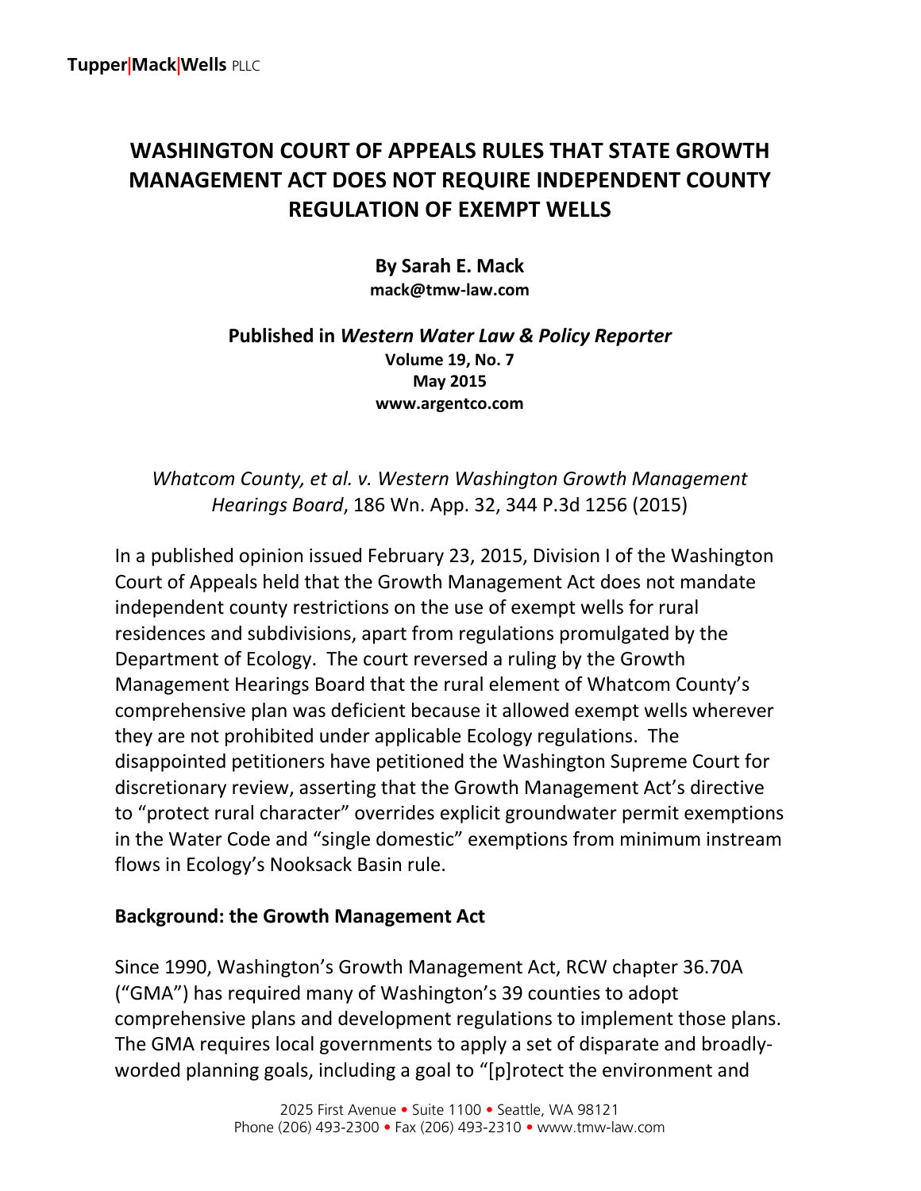Tupper|Mack|Wells PLLC

# WASHINGTON COURT OF APPEALS RULES THAT STATE GROWTH MANAGEMENT ACT DOES NOT REQUIRE INDEPENDENT COUNTY REGULATION OF EXEMPT WELLS

**By Sarah E. Mack**
**mack@tmw-law.com**

**Published in *Western Water Law & Policy Reporter***
**Volume 19, No. 7**
**May 2015**
**www.argentco.com**

*Whatcom County, et al. v. Western Washington Growth Management Hearings Board*, 186 Wn. App. 32, 344 P.3d 1256 (2015)

In a published opinion issued February 23, 2015, Division I of the Washington Court of Appeals held that the Growth Management Act does not mandate independent county restrictions on the use of exempt wells for rural residences and subdivisions, apart from regulations promulgated by the Department of Ecology. The court reversed a ruling by the Growth Management Hearings Board that the rural element of Whatcom County's comprehensive plan was deficient because it allowed exempt wells wherever they are not prohibited under applicable Ecology regulations. The disappointed petitioners have petitioned the Washington Supreme Court for discretionary review, asserting that the Growth Management Act's directive to "protect rural character" overrides explicit groundwater permit exemptions in the Water Code and "single domestic" exemptions from minimum instream flows in Ecology's Nooksack Basin rule.

## Background: the Growth Management Act

Since 1990, Washington's Growth Management Act, RCW chapter 36.70A ("GMA") has required many of Washington's 39 counties to adopt comprehensive plans and development regulations to implement those plans. The GMA requires local governments to apply a set of disparate and broadly-worded planning goals, including a goal to "[p]rotect the environment and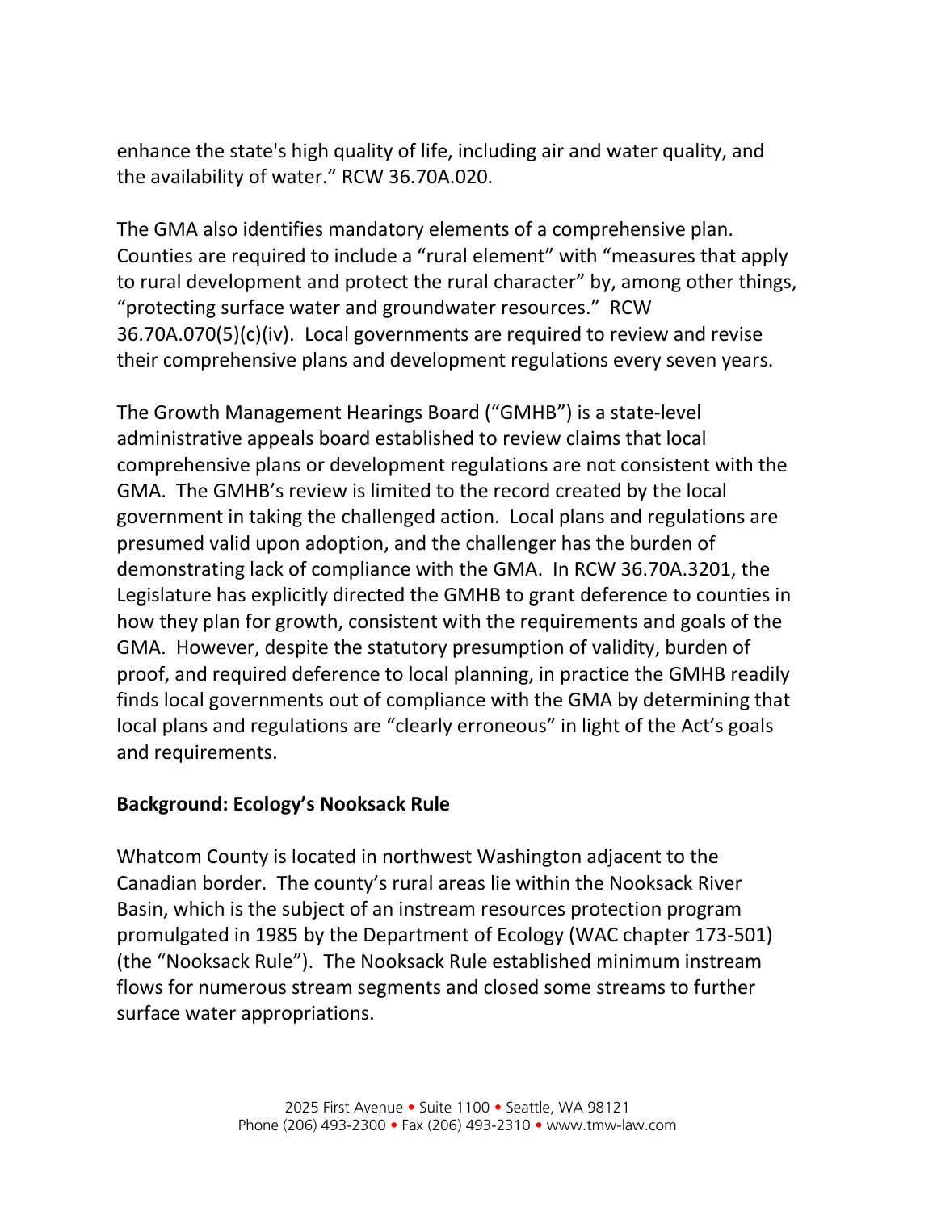enhance the state's high quality of life, including air and water quality, and the availability of water." RCW 36.70A.020.

The GMA also identifies mandatory elements of a comprehensive plan. Counties are required to include a "rural element" with "measures that apply to rural development and protect the rural character" by, among other things, "protecting surface water and groundwater resources." RCW 36.70A.070(5)(c)(iv). Local governments are required to review and revise their comprehensive plans and development regulations every seven years.

The Growth Management Hearings Board ("GMHB") is a state-level administrative appeals board established to review claims that local comprehensive plans or development regulations are not consistent with the GMA. The GMHB's review is limited to the record created by the local government in taking the challenged action. Local plans and regulations are presumed valid upon adoption, and the challenger has the burden of demonstrating lack of compliance with the GMA. In RCW 36.70A.3201, the Legislature has explicitly directed the GMHB to grant deference to counties in how they plan for growth, consistent with the requirements and goals of the GMA. However, despite the statutory presumption of validity, burden of proof, and required deference to local planning, in practice the GMHB readily finds local governments out of compliance with the GMA by determining that local plans and regulations are "clearly erroneous" in light of the Act's goals and requirements.

**Background: Ecology's Nooksack Rule**

Whatcom County is located in northwest Washington adjacent to the Canadian border. The county's rural areas lie within the Nooksack River Basin, which is the subject of an instream resources protection program promulgated in 1985 by the Department of Ecology (WAC chapter 173-501) (the "Nooksack Rule"). The Nooksack Rule established minimum instream flows for numerous stream segments and closed some streams to further surface water appropriations.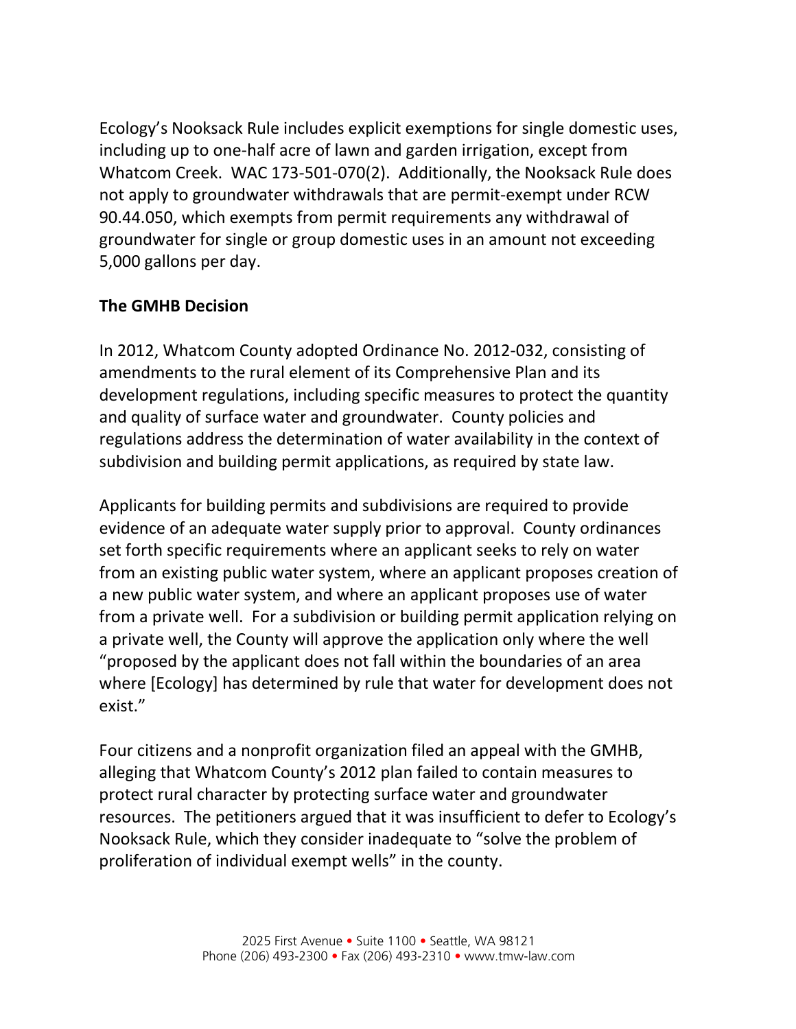Ecology's Nooksack Rule includes explicit exemptions for single domestic uses, including up to one-half acre of lawn and garden irrigation, except from Whatcom Creek. WAC 173-501-070(2). Additionally, the Nooksack Rule does not apply to groundwater withdrawals that are permit-exempt under RCW 90.44.050, which exempts from permit requirements any withdrawal of groundwater for single or group domestic uses in an amount not exceeding 5,000 gallons per day.

**The GMHB Decision**

In 2012, Whatcom County adopted Ordinance No. 2012-032, consisting of amendments to the rural element of its Comprehensive Plan and its development regulations, including specific measures to protect the quantity and quality of surface water and groundwater. County policies and regulations address the determination of water availability in the context of subdivision and building permit applications, as required by state law.

Applicants for building permits and subdivisions are required to provide evidence of an adequate water supply prior to approval. County ordinances set forth specific requirements where an applicant seeks to rely on water from an existing public water system, where an applicant proposes creation of a new public water system, and where an applicant proposes use of water from a private well. For a subdivision or building permit application relying on a private well, the County will approve the application only where the well "proposed by the applicant does not fall within the boundaries of an area where [Ecology] has determined by rule that water for development does not exist."

Four citizens and a nonprofit organization filed an appeal with the GMHB, alleging that Whatcom County's 2012 plan failed to contain measures to protect rural character by protecting surface water and groundwater resources. The petitioners argued that it was insufficient to defer to Ecology's Nooksack Rule, which they consider inadequate to "solve the problem of proliferation of individual exempt wells" in the county.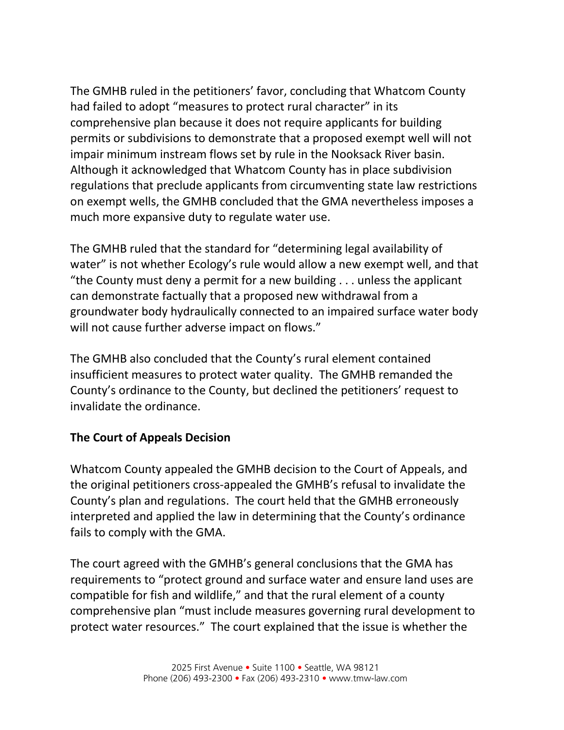The GMHB ruled in the petitioners' favor, concluding that Whatcom County had failed to adopt "measures to protect rural character" in its comprehensive plan because it does not require applicants for building permits or subdivisions to demonstrate that a proposed exempt well will not impair minimum instream flows set by rule in the Nooksack River basin. Although it acknowledged that Whatcom County has in place subdivision regulations that preclude applicants from circumventing state law restrictions on exempt wells, the GMHB concluded that the GMA nevertheless imposes a much more expansive duty to regulate water use.

The GMHB ruled that the standard for "determining legal availability of water" is not whether Ecology's rule would allow a new exempt well, and that "the County must deny a permit for a new building . . . unless the applicant can demonstrate factually that a proposed new withdrawal from a groundwater body hydraulically connected to an impaired surface water body will not cause further adverse impact on flows."

The GMHB also concluded that the County's rural element contained insufficient measures to protect water quality. The GMHB remanded the County's ordinance to the County, but declined the petitioners' request to invalidate the ordinance.

**The Court of Appeals Decision**

Whatcom County appealed the GMHB decision to the Court of Appeals, and the original petitioners cross-appealed the GMHB's refusal to invalidate the County's plan and regulations. The court held that the GMHB erroneously interpreted and applied the law in determining that the County's ordinance fails to comply with the GMA.

The court agreed with the GMHB's general conclusions that the GMA has requirements to "protect ground and surface water and ensure land uses are compatible for fish and wildlife," and that the rural element of a county comprehensive plan "must include measures governing rural development to protect water resources." The court explained that the issue is whether the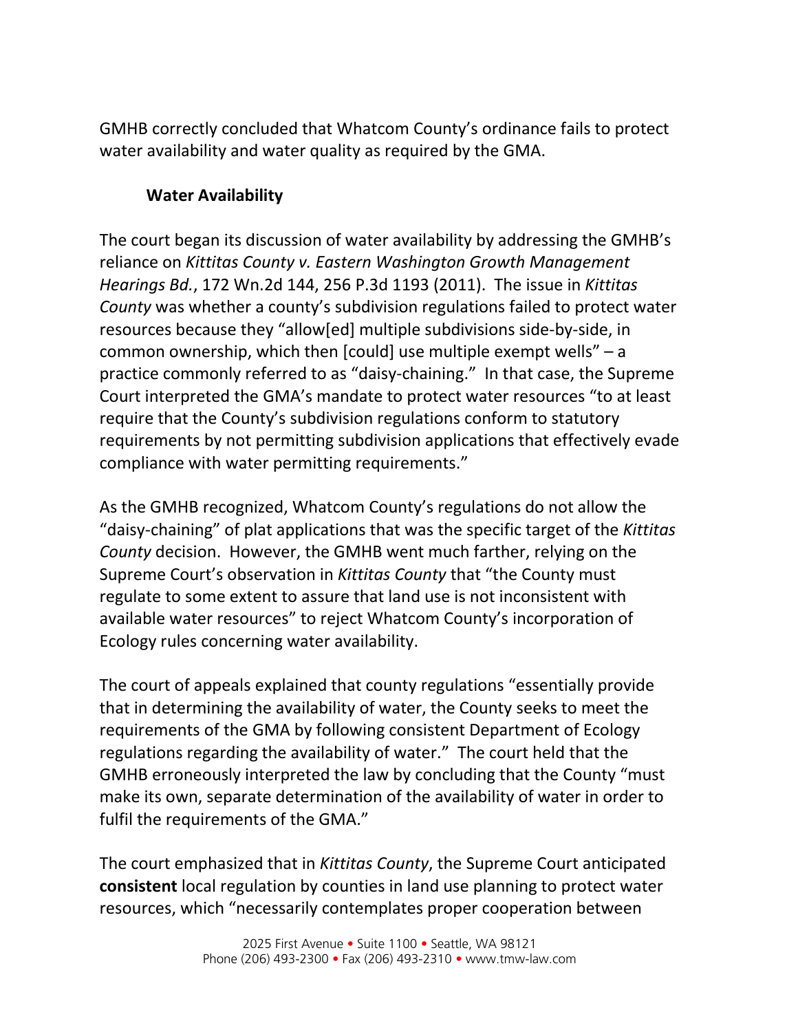GMHB correctly concluded that Whatcom County's ordinance fails to protect water availability and water quality as required by the GMA.

### Water Availability

The court began its discussion of water availability by addressing the GMHB's reliance on *Kittitas County v. Eastern Washington Growth Management Hearings Bd.*, 172 Wn.2d 144, 256 P.3d 1193 (2011). The issue in *Kittitas County* was whether a county's subdivision regulations failed to protect water resources because they "allow[ed] multiple subdivisions side-by-side, in common ownership, which then [could] use multiple exempt wells" – a practice commonly referred to as "daisy-chaining." In that case, the Supreme Court interpreted the GMA's mandate to protect water resources "to at least require that the County's subdivision regulations conform to statutory requirements by not permitting subdivision applications that effectively evade compliance with water permitting requirements."

As the GMHB recognized, Whatcom County's regulations do not allow the "daisy-chaining" of plat applications that was the specific target of the *Kittitas County* decision. However, the GMHB went much farther, relying on the Supreme Court's observation in *Kittitas County* that "the County must regulate to some extent to assure that land use is not inconsistent with available water resources" to reject Whatcom County's incorporation of Ecology rules concerning water availability.

The court of appeals explained that county regulations "essentially provide that in determining the availability of water, the County seeks to meet the requirements of the GMA by following consistent Department of Ecology regulations regarding the availability of water." The court held that the GMHB erroneously interpreted the law by concluding that the County "must make its own, separate determination of the availability of water in order to fulfil the requirements of the GMA."

The court emphasized that in *Kittitas County*, the Supreme Court anticipated **consistent** local regulation by counties in land use planning to protect water resources, which "necessarily contemplates proper cooperation between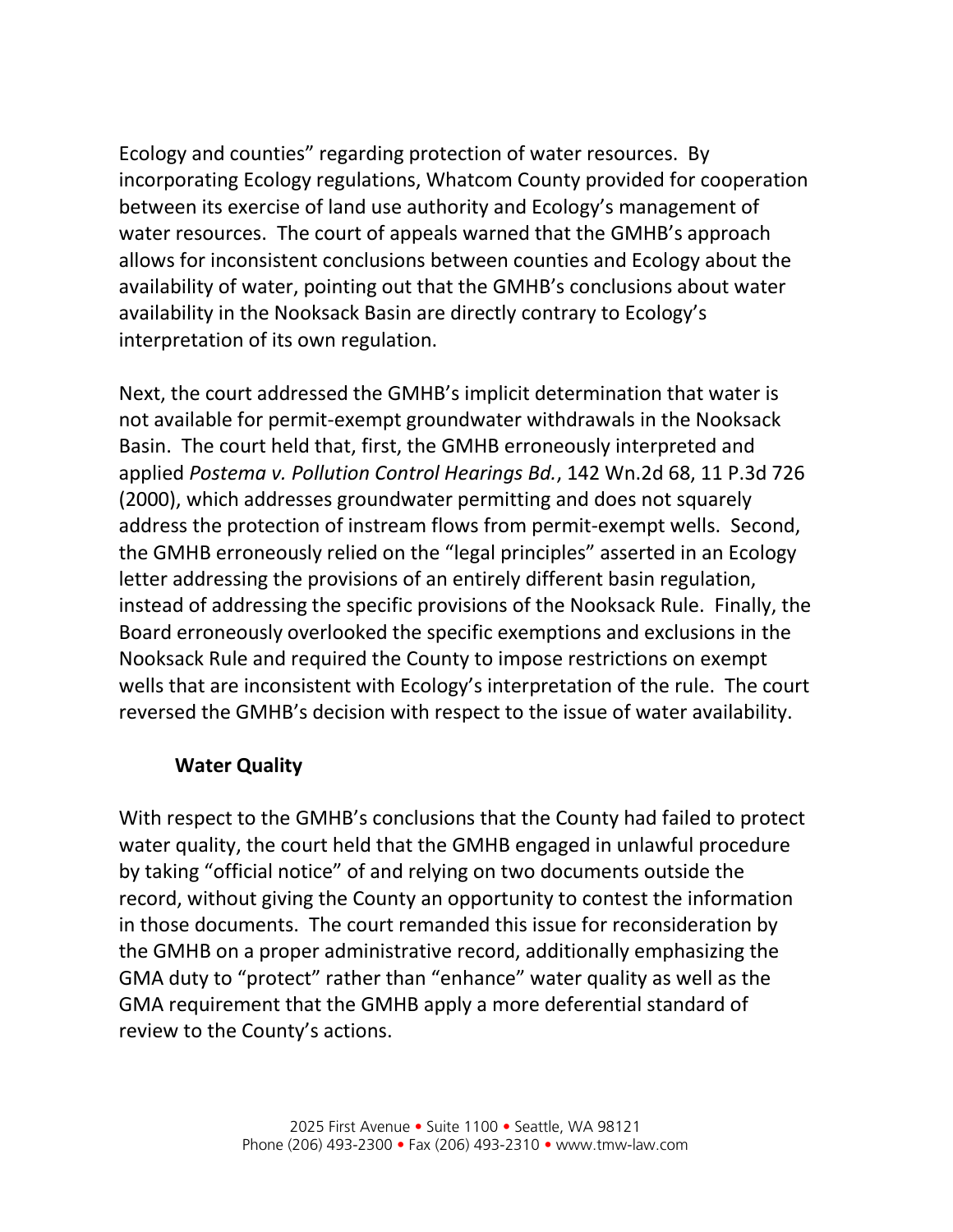Ecology and counties" regarding protection of water resources. By incorporating Ecology regulations, Whatcom County provided for cooperation between its exercise of land use authority and Ecology's management of water resources. The court of appeals warned that the GMHB's approach allows for inconsistent conclusions between counties and Ecology about the availability of water, pointing out that the GMHB's conclusions about water availability in the Nooksack Basin are directly contrary to Ecology's interpretation of its own regulation.

Next, the court addressed the GMHB's implicit determination that water is not available for permit-exempt groundwater withdrawals in the Nooksack Basin. The court held that, first, the GMHB erroneously interpreted and applied *Postema v. Pollution Control Hearings Bd.*, 142 Wn.2d 68, 11 P.3d 726 (2000), which addresses groundwater permitting and does not squarely address the protection of instream flows from permit-exempt wells. Second, the GMHB erroneously relied on the "legal principles" asserted in an Ecology letter addressing the provisions of an entirely different basin regulation, instead of addressing the specific provisions of the Nooksack Rule. Finally, the Board erroneously overlooked the specific exemptions and exclusions in the Nooksack Rule and required the County to impose restrictions on exempt wells that are inconsistent with Ecology's interpretation of the rule. The court reversed the GMHB's decision with respect to the issue of water availability.

**Water Quality**

With respect to the GMHB's conclusions that the County had failed to protect water quality, the court held that the GMHB engaged in unlawful procedure by taking "official notice" of and relying on two documents outside the record, without giving the County an opportunity to contest the information in those documents. The court remanded this issue for reconsideration by the GMHB on a proper administrative record, additionally emphasizing the GMA duty to "protect" rather than "enhance" water quality as well as the GMA requirement that the GMHB apply a more deferential standard of review to the County's actions.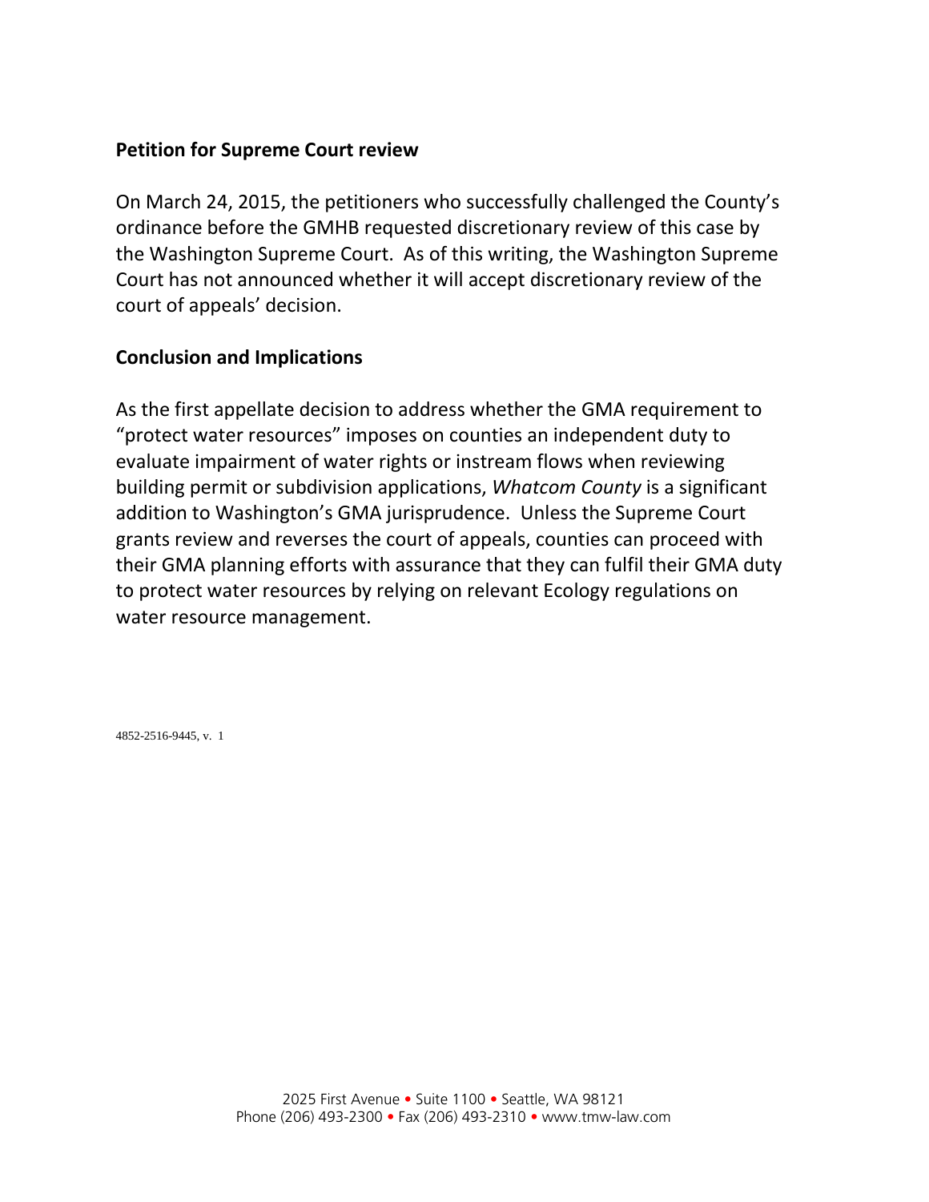**Petition for Supreme Court review**

On March 24, 2015, the petitioners who successfully challenged the County's ordinance before the GMHB requested discretionary review of this case by the Washington Supreme Court. As of this writing, the Washington Supreme Court has not announced whether it will accept discretionary review of the court of appeals' decision.

**Conclusion and Implications**

As the first appellate decision to address whether the GMA requirement to "protect water resources" imposes on counties an independent duty to evaluate impairment of water rights or instream flows when reviewing building permit or subdivision applications, *Whatcom County* is a significant addition to Washington's GMA jurisprudence. Unless the Supreme Court grants review and reverses the court of appeals, counties can proceed with their GMA planning efforts with assurance that they can fulfil their GMA duty to protect water resources by relying on relevant Ecology regulations on water resource management.

4852-2516-9445, v. 1